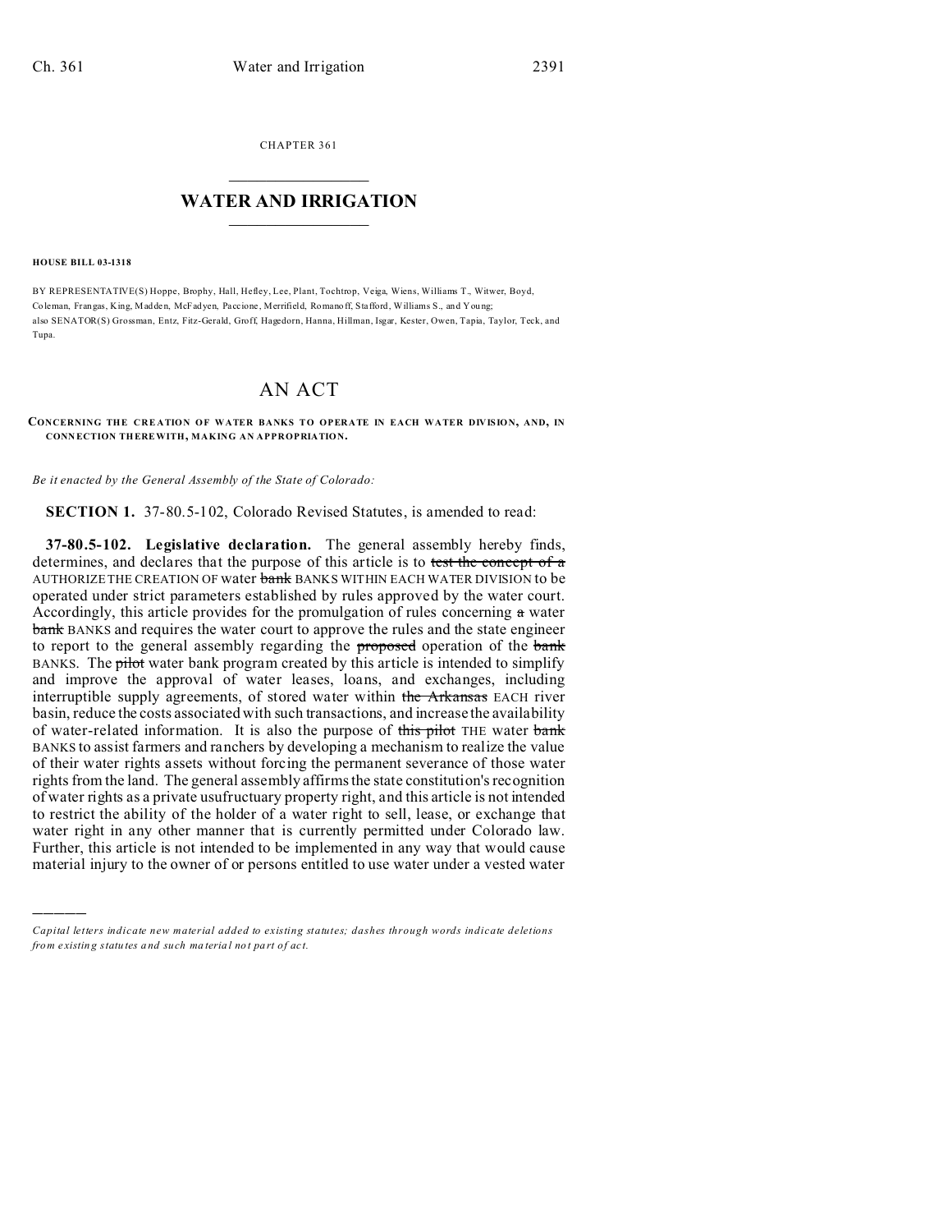CHAPTER 361

# WATER AND IRRIGATION

**HOUSE BILL 03-1318**

BY REPRESENTATIVE(S) Hoppe, Brophy, Hall, Hefley, Lee, Plant, Tochtrop, Veiga, Wiens, Williams T., Witwer, Boyd, Coleman, Frangas, King, Madden, McFadyen, Paccione, Merrifield, Romanoff, Stafford, Williams S., and Young; also SENATOR(S) Grossman, Entz, Fitz-Gerald, Groff, Hagedorn, Hanna, Hillman, Isgar, Kester, Owen, Tapia, Taylor, Teck, and Tupa.

# AN ACT

**CONCERNING THE CREATION OF WATER BANKS TO OPERATE IN EACH WATER DIVISION, AND, IN CONNECTION THEREWITH, MAKING AN APPROPRIATION.**

*Be it enacted by the General Assembly of the State of Colorado:*

**SECTION 1.** 37-80.5-102, Colorado Revised Statutes, is amended to read:

**37-80.5-102. Legislative declaration.** The general assembly hereby finds, determines, and declares that the purpose of this article is to ~~test the concept of a~~ AUTHORIZE THE CREATION OF water ~~bank~~ BANKS WITHIN EACH WATER DIVISION to be operated under strict parameters established by rules approved by the water court. Accordingly, this article provides for the promulgation of rules concerning ~~a~~ water ~~bank~~ BANKS and requires the water court to approve the rules and the state engineer to report to the general assembly regarding the ~~proposed~~ operation of the ~~bank~~ BANKS. The ~~pilot~~ water bank program created by this article is intended to simplify and improve the approval of water leases, loans, and exchanges, including interruptible supply agreements, of stored water within ~~the Arkansas~~ EACH river basin, reduce the costs associated with such transactions, and increase the availability of water-related information. It is also the purpose of ~~this pilot~~ THE water ~~bank~~ BANKS to assist farmers and ranchers by developing a mechanism to realize the value of their water rights assets without forcing the permanent severance of those water rights from the land. The general assembly affirms the state constitution's recognition of water rights as a private usufructuary property right, and this article is not intended to restrict the ability of the holder of a water right to sell, lease, or exchange that water right in any other manner that is currently permitted under Colorado law. Further, this article is not intended to be implemented in any way that would cause material injury to the owner of or persons entitled to use water under a vested water

---

*Capital letters indicate new material added to existing statutes; dashes through words indicate deletions from existing statutes and such material not part of act.*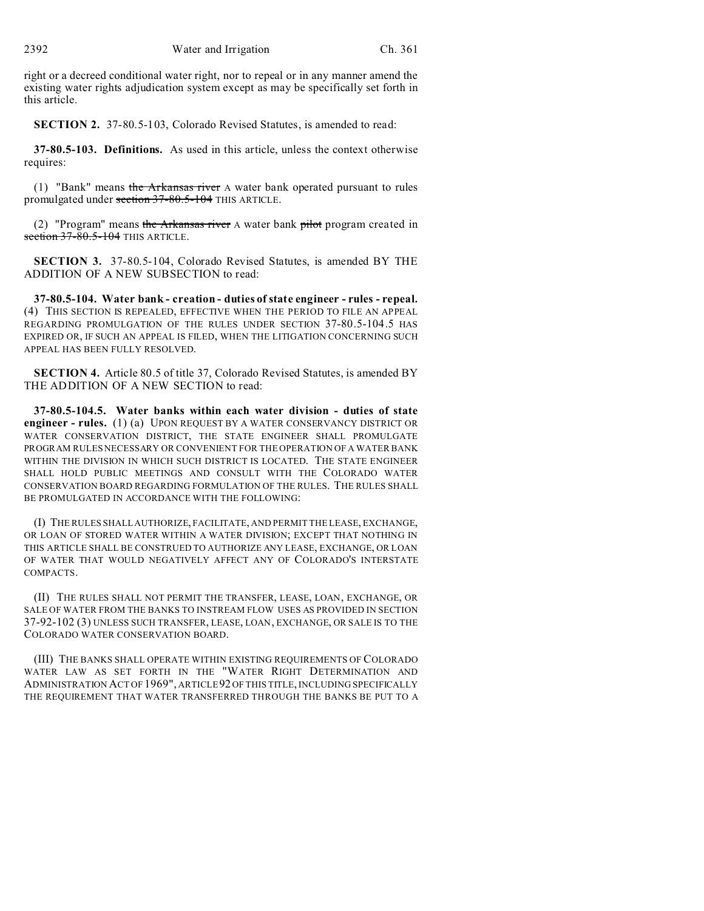right or a decreed conditional water right, nor to repeal or in any manner amend the existing water rights adjudication system except as may be specifically set forth in this article.

**SECTION 2.** 37-80.5-103, Colorado Revised Statutes, is amended to read:

**37-80.5-103. Definitions.** As used in this article, unless the context otherwise requires:

(1) "Bank" means ~~the Arkansas river~~ A water bank operated pursuant to rules promulgated under ~~section 37-80.5-104~~ THIS ARTICLE.

(2) "Program" means ~~the Arkansas river~~ A water bank ~~pilot~~ program created in ~~section 37-80.5-104~~ THIS ARTICLE.

**SECTION 3.** 37-80.5-104, Colorado Revised Statutes, is amended BY THE ADDITION OF A NEW SUBSECTION to read:

**37-80.5-104. Water bank - creation - duties of state engineer - rules - repeal.** (4) THIS SECTION IS REPEALED, EFFECTIVE WHEN THE PERIOD TO FILE AN APPEAL REGARDING PROMULGATION OF THE RULES UNDER SECTION 37-80.5-104.5 HAS EXPIRED OR, IF SUCH AN APPEAL IS FILED, WHEN THE LITIGATION CONCERNING SUCH APPEAL HAS BEEN FULLY RESOLVED.

**SECTION 4.** Article 80.5 of title 37, Colorado Revised Statutes, is amended BY THE ADDITION OF A NEW SECTION to read:

**37-80.5-104.5. Water banks within each water division - duties of state engineer - rules.** (1) (a) UPON REQUEST BY A WATER CONSERVANCY DISTRICT OR WATER CONSERVATION DISTRICT, THE STATE ENGINEER SHALL PROMULGATE PROGRAM RULES NECESSARY OR CONVENIENT FOR THE OPERATION OF A WATER BANK WITHIN THE DIVISION IN WHICH SUCH DISTRICT IS LOCATED. THE STATE ENGINEER SHALL HOLD PUBLIC MEETINGS AND CONSULT WITH THE COLORADO WATER CONSERVATION BOARD REGARDING FORMULATION OF THE RULES. THE RULES SHALL BE PROMULGATED IN ACCORDANCE WITH THE FOLLOWING:

(I) THE RULES SHALL AUTHORIZE, FACILITATE, AND PERMIT THE LEASE, EXCHANGE, OR LOAN OF STORED WATER WITHIN A WATER DIVISION; EXCEPT THAT NOTHING IN THIS ARTICLE SHALL BE CONSTRUED TO AUTHORIZE ANY LEASE, EXCHANGE, OR LOAN OF WATER THAT WOULD NEGATIVELY AFFECT ANY OF COLORADO'S INTERSTATE COMPACTS.

(II) THE RULES SHALL NOT PERMIT THE TRANSFER, LEASE, LOAN, EXCHANGE, OR SALE OF WATER FROM THE BANKS TO INSTREAM FLOW USES AS PROVIDED IN SECTION 37-92-102 (3) UNLESS SUCH TRANSFER, LEASE, LOAN, EXCHANGE, OR SALE IS TO THE COLORADO WATER CONSERVATION BOARD.

(III) THE BANKS SHALL OPERATE WITHIN EXISTING REQUIREMENTS OF COLORADO WATER LAW AS SET FORTH IN THE "WATER RIGHT DETERMINATION AND ADMINISTRATION ACT OF 1969", ARTICLE 92 OF THIS TITLE, INCLUDING SPECIFICALLY THE REQUIREMENT THAT WATER TRANSFERRED THROUGH THE BANKS BE PUT TO A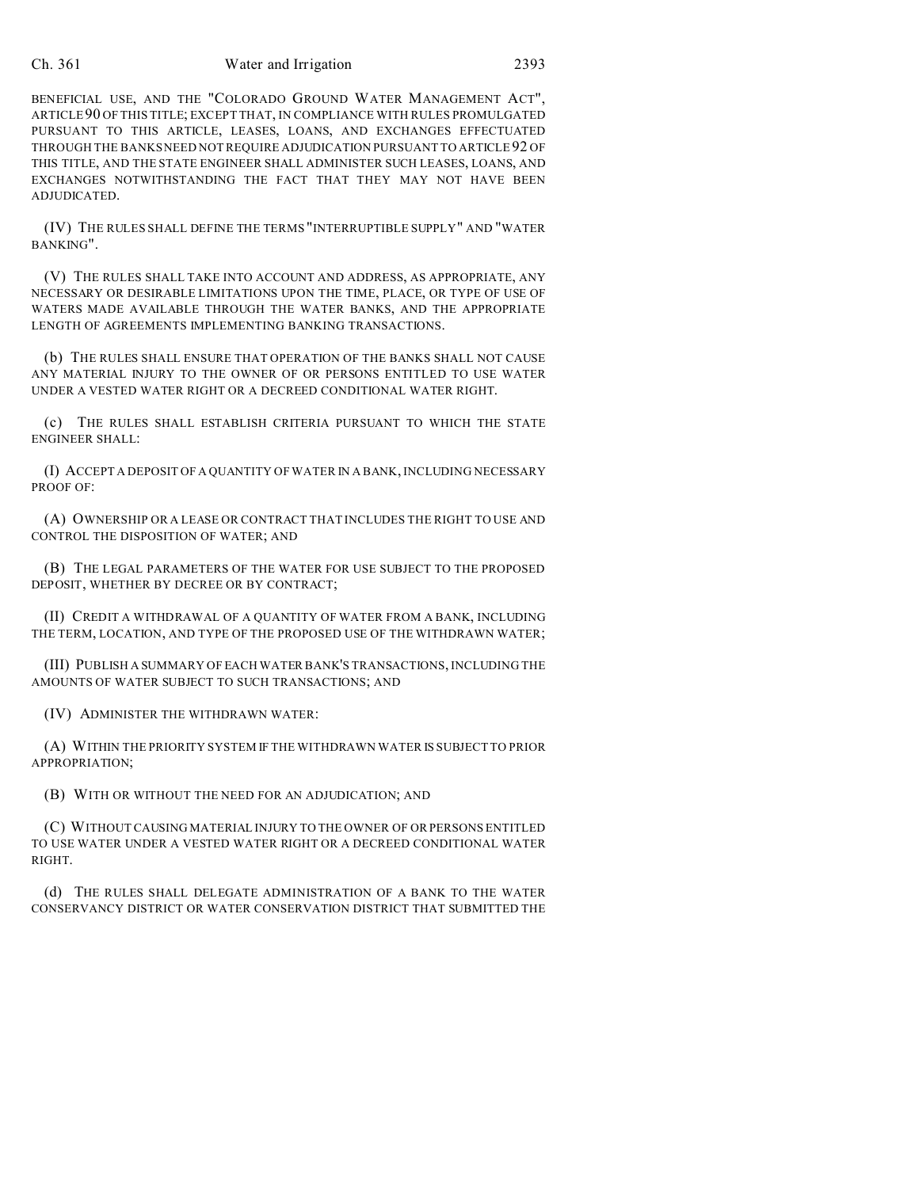BENEFICIAL USE, AND THE "COLORADO GROUND WATER MANAGEMENT ACT", ARTICLE 90 OF THIS TITLE; EXCEPT THAT, IN COMPLIANCE WITH RULES PROMULGATED PURSUANT TO THIS ARTICLE, LEASES, LOANS, AND EXCHANGES EFFECTUATED THROUGH THE BANKS NEED NOT REQUIRE ADJUDICATION PURSUANT TO ARTICLE 92 OF THIS TITLE, AND THE STATE ENGINEER SHALL ADMINISTER SUCH LEASES, LOANS, AND EXCHANGES NOTWITHSTANDING THE FACT THAT THEY MAY NOT HAVE BEEN ADJUDICATED.

(IV) THE RULES SHALL DEFINE THE TERMS "INTERRUPTIBLE SUPPLY" AND "WATER BANKING".

(V) THE RULES SHALL TAKE INTO ACCOUNT AND ADDRESS, AS APPROPRIATE, ANY NECESSARY OR DESIRABLE LIMITATIONS UPON THE TIME, PLACE, OR TYPE OF USE OF WATERS MADE AVAILABLE THROUGH THE WATER BANKS, AND THE APPROPRIATE LENGTH OF AGREEMENTS IMPLEMENTING BANKING TRANSACTIONS.

(b) THE RULES SHALL ENSURE THAT OPERATION OF THE BANKS SHALL NOT CAUSE ANY MATERIAL INJURY TO THE OWNER OF OR PERSONS ENTITLED TO USE WATER UNDER A VESTED WATER RIGHT OR A DECREED CONDITIONAL WATER RIGHT.

(c) THE RULES SHALL ESTABLISH CRITERIA PURSUANT TO WHICH THE STATE ENGINEER SHALL:

(I) ACCEPT A DEPOSIT OF A QUANTITY OF WATER IN A BANK, INCLUDING NECESSARY PROOF OF:

(A) OWNERSHIP OR A LEASE OR CONTRACT THAT INCLUDES THE RIGHT TO USE AND CONTROL THE DISPOSITION OF WATER; AND

(B) THE LEGAL PARAMETERS OF THE WATER FOR USE SUBJECT TO THE PROPOSED DEPOSIT, WHETHER BY DECREE OR BY CONTRACT;

(II) CREDIT A WITHDRAWAL OF A QUANTITY OF WATER FROM A BANK, INCLUDING THE TERM, LOCATION, AND TYPE OF THE PROPOSED USE OF THE WITHDRAWN WATER;

(III) PUBLISH A SUMMARY OF EACH WATER BANK'S TRANSACTIONS, INCLUDING THE AMOUNTS OF WATER SUBJECT TO SUCH TRANSACTIONS; AND

(IV) ADMINISTER THE WITHDRAWN WATER:

(A) WITHIN THE PRIORITY SYSTEM IF THE WITHDRAWN WATER IS SUBJECT TO PRIOR APPROPRIATION;

(B) WITH OR WITHOUT THE NEED FOR AN ADJUDICATION; AND

(C) WITHOUT CAUSING MATERIAL INJURY TO THE OWNER OF OR PERSONS ENTITLED TO USE WATER UNDER A VESTED WATER RIGHT OR A DECREED CONDITIONAL WATER RIGHT.

(d) THE RULES SHALL DELEGATE ADMINISTRATION OF A BANK TO THE WATER CONSERVANCY DISTRICT OR WATER CONSERVATION DISTRICT THAT SUBMITTED THE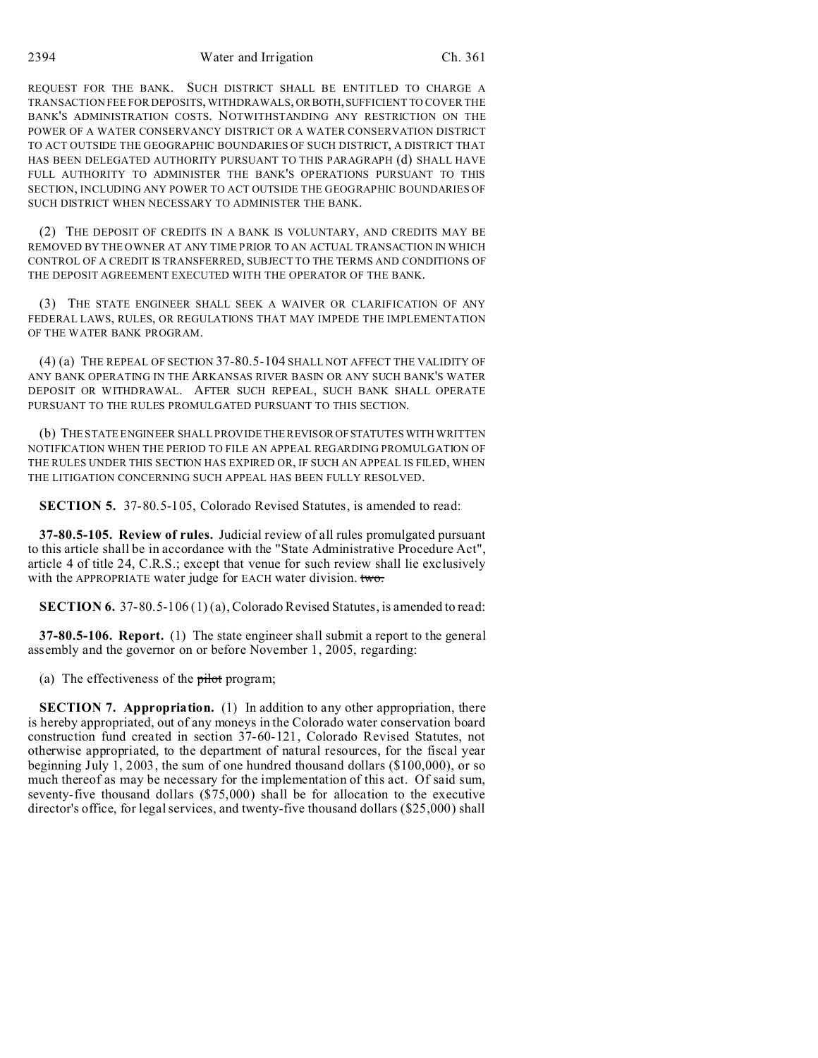REQUEST FOR THE BANK. SUCH DISTRICT SHALL BE ENTITLED TO CHARGE A TRANSACTION FEE FOR DEPOSITS, WITHDRAWALS, OR BOTH, SUFFICIENT TO COVER THE BANK'S ADMINISTRATION COSTS. NOTWITHSTANDING ANY RESTRICTION ON THE POWER OF A WATER CONSERVANCY DISTRICT OR A WATER CONSERVATION DISTRICT TO ACT OUTSIDE THE GEOGRAPHIC BOUNDARIES OF SUCH DISTRICT, A DISTRICT THAT HAS BEEN DELEGATED AUTHORITY PURSUANT TO THIS PARAGRAPH (d) SHALL HAVE FULL AUTHORITY TO ADMINISTER THE BANK'S OPERATIONS PURSUANT TO THIS SECTION, INCLUDING ANY POWER TO ACT OUTSIDE THE GEOGRAPHIC BOUNDARIES OF SUCH DISTRICT WHEN NECESSARY TO ADMINISTER THE BANK.

(2) THE DEPOSIT OF CREDITS IN A BANK IS VOLUNTARY, AND CREDITS MAY BE REMOVED BY THE OWNER AT ANY TIME PRIOR TO AN ACTUAL TRANSACTION IN WHICH CONTROL OF A CREDIT IS TRANSFERRED, SUBJECT TO THE TERMS AND CONDITIONS OF THE DEPOSIT AGREEMENT EXECUTED WITH THE OPERATOR OF THE BANK.

(3) THE STATE ENGINEER SHALL SEEK A WAIVER OR CLARIFICATION OF ANY FEDERAL LAWS, RULES, OR REGULATIONS THAT MAY IMPEDE THE IMPLEMENTATION OF THE WATER BANK PROGRAM.

(4) (a) THE REPEAL OF SECTION 37-80.5-104 SHALL NOT AFFECT THE VALIDITY OF ANY BANK OPERATING IN THE ARKANSAS RIVER BASIN OR ANY SUCH BANK'S WATER DEPOSIT OR WITHDRAWAL. AFTER SUCH REPEAL, SUCH BANK SHALL OPERATE PURSUANT TO THE RULES PROMULGATED PURSUANT TO THIS SECTION.

(b) THE STATE ENGINEER SHALL PROVIDE THE REVISOR OF STATUTES WITH WRITTEN NOTIFICATION WHEN THE PERIOD TO FILE AN APPEAL REGARDING PROMULGATION OF THE RULES UNDER THIS SECTION HAS EXPIRED OR, IF SUCH AN APPEAL IS FILED, WHEN THE LITIGATION CONCERNING SUCH APPEAL HAS BEEN FULLY RESOLVED.

**SECTION 5.** 37-80.5-105, Colorado Revised Statutes, is amended to read:

**37-80.5-105. Review of rules.** Judicial review of all rules promulgated pursuant to this article shall be in accordance with the "State Administrative Procedure Act", article 4 of title 24, C.R.S.; except that venue for such review shall lie exclusively with the APPROPRIATE water judge for EACH water division. ~~two.~~

**SECTION 6.** 37-80.5-106 (1) (a), Colorado Revised Statutes, is amended to read:

**37-80.5-106. Report.** (1) The state engineer shall submit a report to the general assembly and the governor on or before November 1, 2005, regarding:

(a) The effectiveness of the ~~pilot~~ program;

**SECTION 7. Appropriation.** (1) In addition to any other appropriation, there is hereby appropriated, out of any moneys in the Colorado water conservation board construction fund created in section 37-60-121, Colorado Revised Statutes, not otherwise appropriated, to the department of natural resources, for the fiscal year beginning July 1, 2003, the sum of one hundred thousand dollars ($100,000), or so much thereof as may be necessary for the implementation of this act. Of said sum, seventy-five thousand dollars ($75,000) shall be for allocation to the executive director's office, for legal services, and twenty-five thousand dollars ($25,000) shall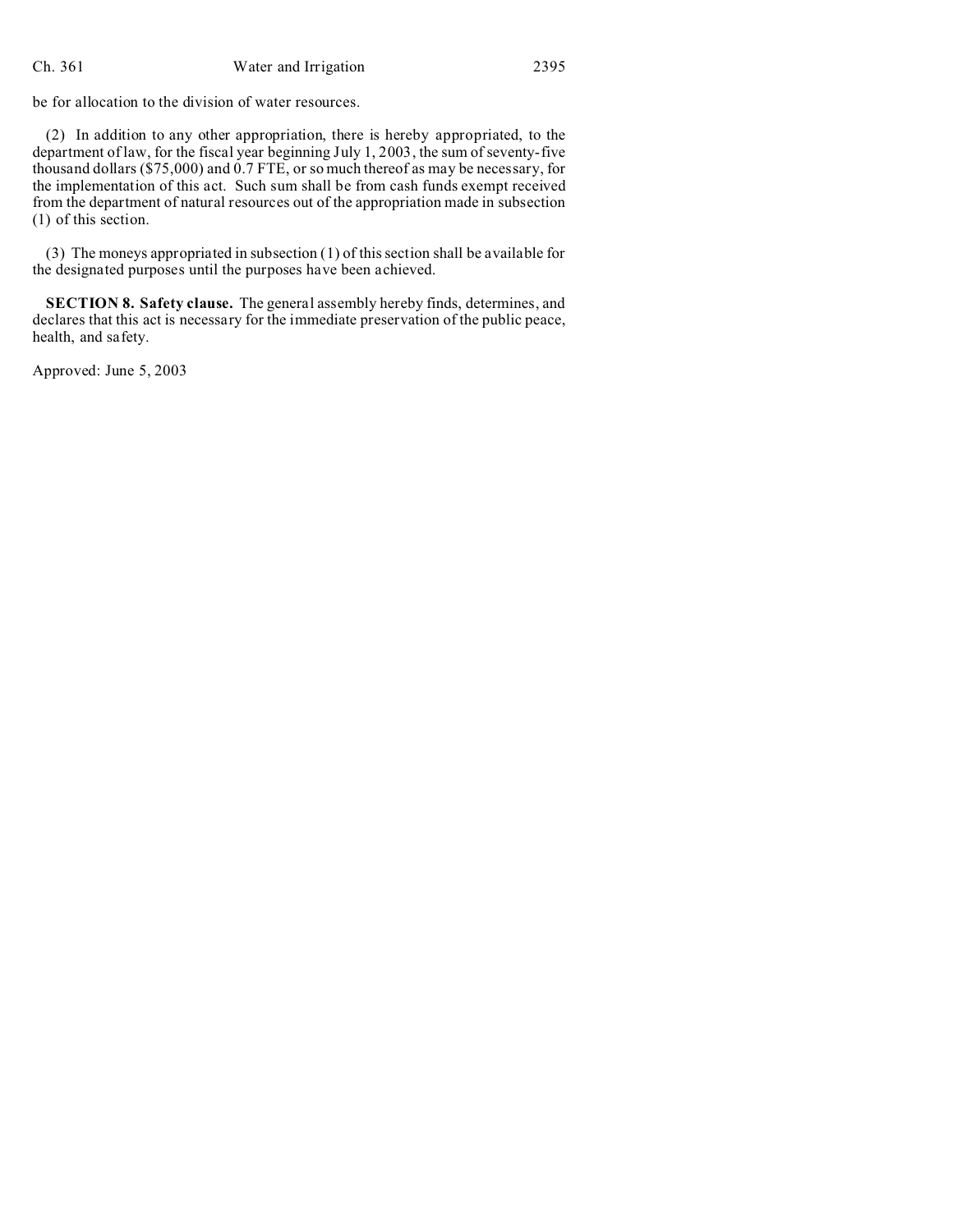be for allocation to the division of water resources.

(2) In addition to any other appropriation, there is hereby appropriated, to the department of law, for the fiscal year beginning July 1, 2003, the sum of seventy-five thousand dollars ($75,000) and 0.7 FTE, or so much thereof as may be necessary, for the implementation of this act. Such sum shall be from cash funds exempt received from the department of natural resources out of the appropriation made in subsection (1) of this section.

(3) The moneys appropriated in subsection (1) of this section shall be available for the designated purposes until the purposes have been achieved.

**SECTION 8. Safety clause.** The general assembly hereby finds, determines, and declares that this act is necessary for the immediate preservation of the public peace, health, and safety.

Approved: June 5, 2003